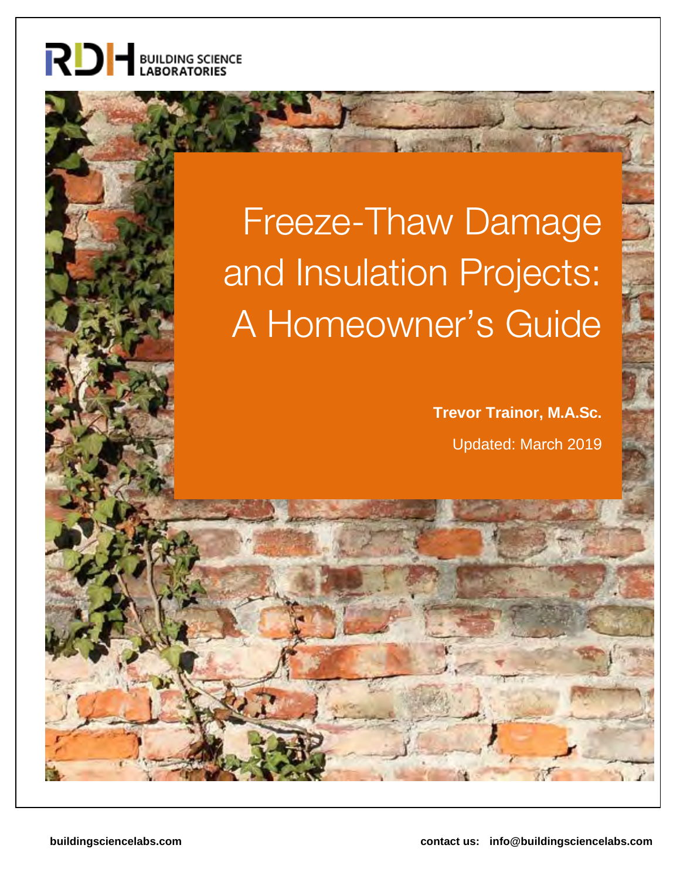RDH BUILDING SCIENCE LABORATORIES

# Freeze-Thaw Damage and Insulation Projects: A Homeowner's Guide

**Trevor Trainor, M.A.Sc.**

Updated: March 2019

buildingsciencelabs.com

contact us: info@buildingsciencelabs.com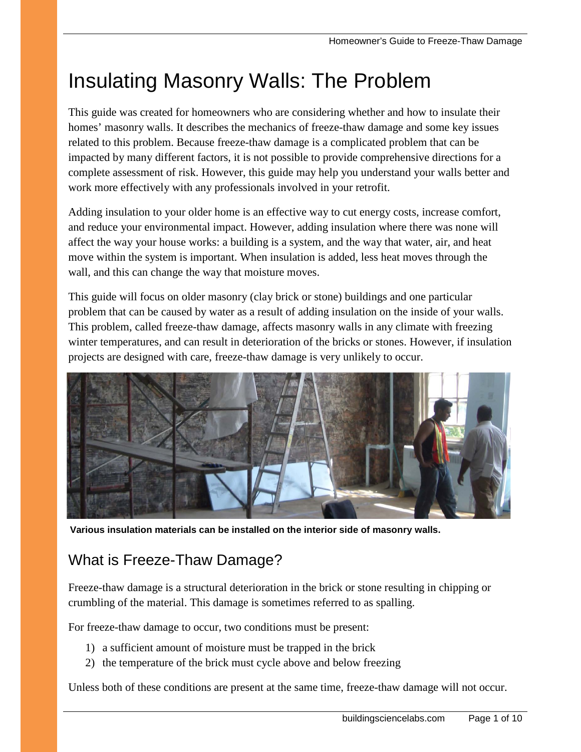# Insulating Masonry Walls: The Problem

This guide was created for homeowners who are considering whether and how to insulate their homes' masonry walls. It describes the mechanics of freeze-thaw damage and some key issues related to this problem. Because freeze-thaw damage is a complicated problem that can be impacted by many different factors, it is not possible to provide comprehensive directions for a complete assessment of risk. However, this guide may help you understand your walls better and work more effectively with any professionals involved in your retrofit.

Adding insulation to your older home is an effective way to cut energy costs, increase comfort, and reduce your environmental impact. However, adding insulation where there was none will affect the way your house works: a building is a system, and the way that water, air, and heat move within the system is important. When insulation is added, less heat moves through the wall, and this can change the way that moisture moves.

This guide will focus on older masonry (clay brick or stone) buildings and one particular problem that can be caused by water as a result of adding insulation on the inside of your walls. This problem, called freeze-thaw damage, affects masonry walls in any climate with freezing winter temperatures, and can result in deterioration of the bricks or stones. However, if insulation projects are designed with care, freeze-thaw damage is very unlikely to occur.

**Various insulation materials can be installed on the interior side of masonry walls.**

## What is Freeze-Thaw Damage?

Freeze-thaw damage is a structural deterioration in the brick or stone resulting in chipping or crumbling of the material. This damage is sometimes referred to as spalling.

For freeze-thaw damage to occur, two conditions must be present:

1) a sufficient amount of moisture must be trapped in the brick
2) the temperature of the brick must cycle above and below freezing

Unless both of these conditions are present at the same time, freeze-thaw damage will not occur.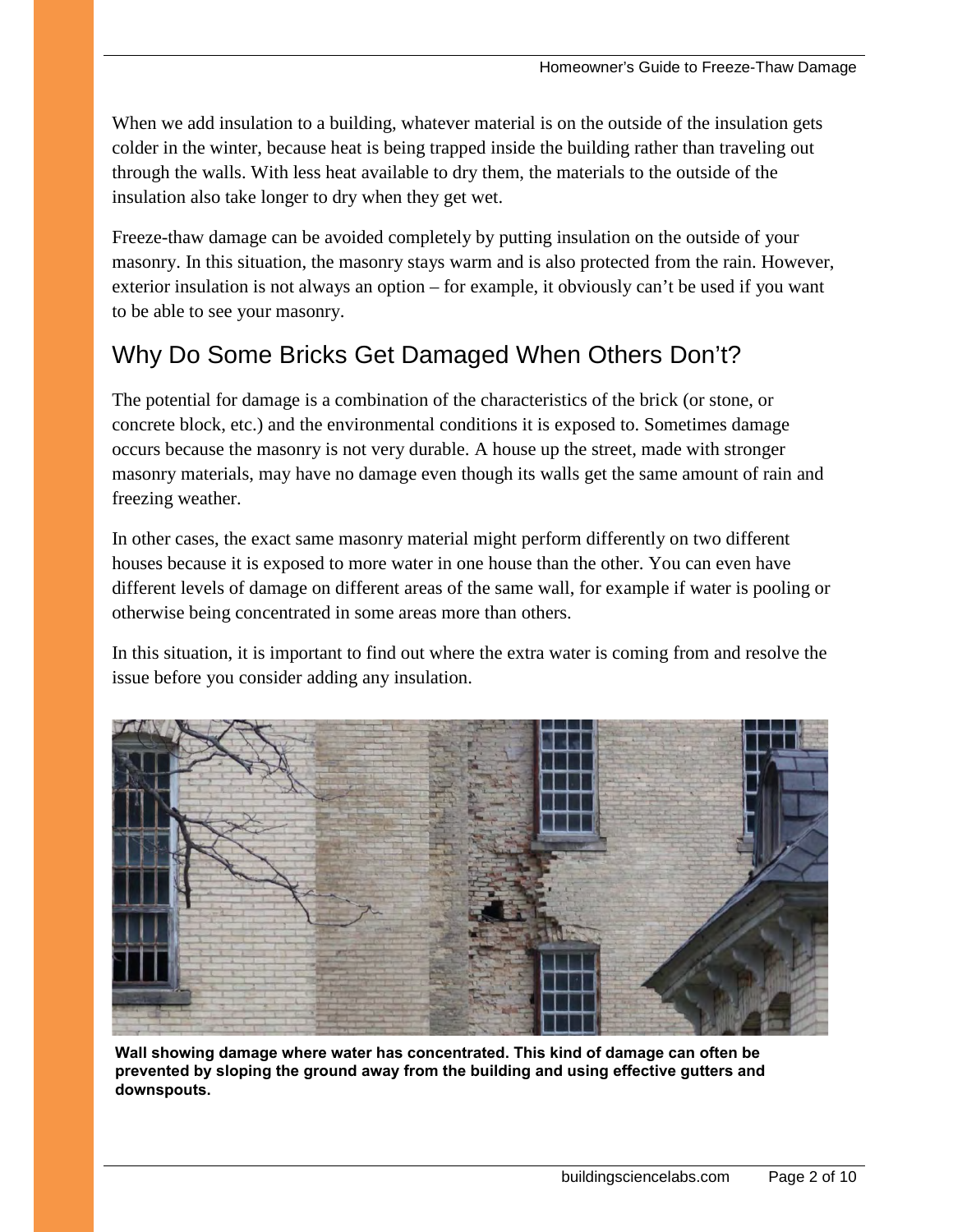When we add insulation to a building, whatever material is on the outside of the insulation gets colder in the winter, because heat is being trapped inside the building rather than traveling out through the walls. With less heat available to dry them, the materials to the outside of the insulation also take longer to dry when they get wet.

Freeze-thaw damage can be avoided completely by putting insulation on the outside of your masonry. In this situation, the masonry stays warm and is also protected from the rain. However, exterior insulation is not always an option – for example, it obviously can't be used if you want to be able to see your masonry.

## Why Do Some Bricks Get Damaged When Others Don't?

The potential for damage is a combination of the characteristics of the brick (or stone, or concrete block, etc.) and the environmental conditions it is exposed to. Sometimes damage occurs because the masonry is not very durable. A house up the street, made with stronger masonry materials, may have no damage even though its walls get the same amount of rain and freezing weather.

In other cases, the exact same masonry material might perform differently on two different houses because it is exposed to more water in one house than the other. You can even have different levels of damage on different areas of the same wall, for example if water is pooling or otherwise being concentrated in some areas more than others.

In this situation, it is important to find out where the extra water is coming from and resolve the issue before you consider adding any insulation.

**Wall showing damage where water has concentrated. This kind of damage can often be prevented by sloping the ground away from the building and using effective gutters and downspouts.**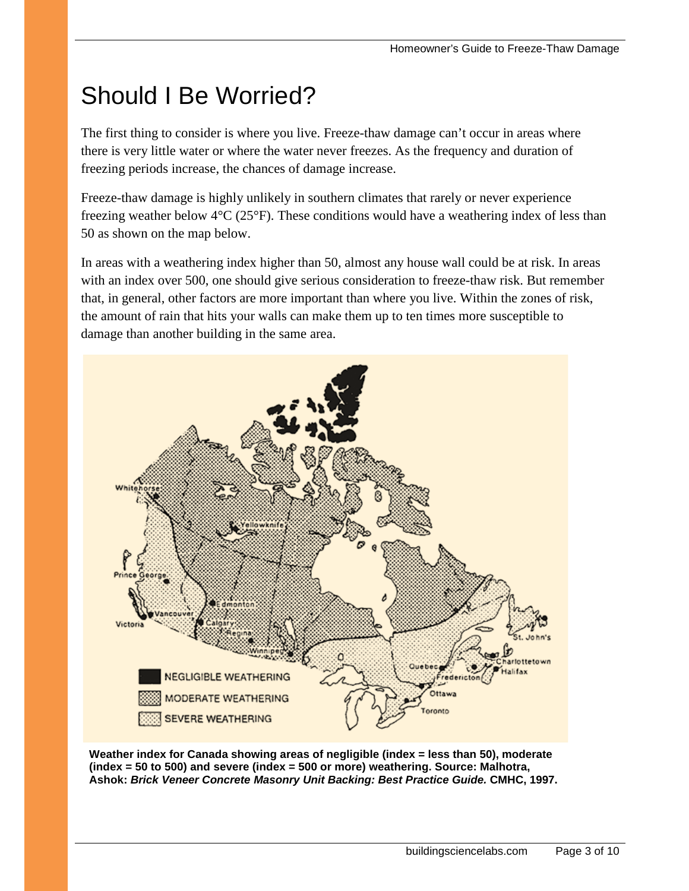# Should I Be Worried?

The first thing to consider is where you live. Freeze-thaw damage can't occur in areas where there is very little water or where the water never freezes. As the frequency and duration of freezing periods increase, the chances of damage increase.

Freeze-thaw damage is highly unlikely in southern climates that rarely or never experience freezing weather below 4°C (25°F). These conditions would have a weathering index of less than 50 as shown on the map below.

In areas with a weathering index higher than 50, almost any house wall could be at risk. In areas with an index over 500, one should give serious consideration to freeze-thaw risk. But remember that, in general, other factors are more important than where you live. Within the zones of risk, the amount of rain that hits your walls can make them up to ten times more susceptible to damage than another building in the same area.

**Weather index for Canada showing areas of negligible (index = less than 50), moderate (index = 50 to 500) and severe (index = 500 or more) weathering. Source: Malhotra, Ashok: *Brick Veneer Concrete Masonry Unit Backing: Best Practice Guide.* CMHC, 1997.**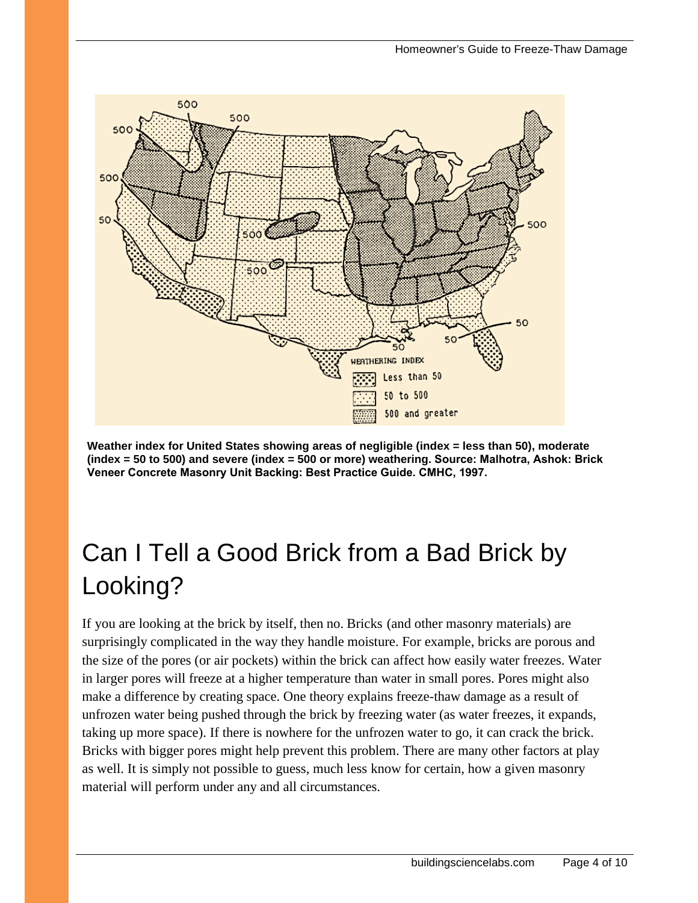**Weather index for United States showing areas of negligible (index = less than 50), moderate (index = 50 to 500) and severe (index = 500 or more) weathering. Source: Malhotra, Ashok: Brick Veneer Concrete Masonry Unit Backing: Best Practice Guide. CMHC, 1997.**

# Can I Tell a Good Brick from a Bad Brick by Looking?

If you are looking at the brick by itself, then no. Bricks (and other masonry materials) are surprisingly complicated in the way they handle moisture. For example, bricks are porous and the size of the pores (or air pockets) within the brick can affect how easily water freezes. Water in larger pores will freeze at a higher temperature than water in small pores. Pores might also make a difference by creating space. One theory explains freeze-thaw damage as a result of unfrozen water being pushed through the brick by freezing water (as water freezes, it expands, taking up more space). If there is nowhere for the unfrozen water to go, it can crack the brick. Bricks with bigger pores might help prevent this problem. There are many other factors at play as well. It is simply not possible to guess, much less know for certain, how a given masonry material will perform under any and all circumstances.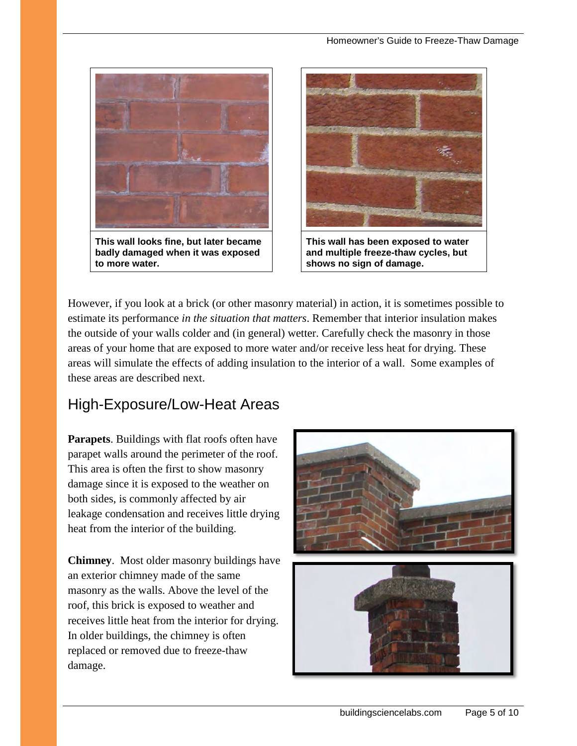This wall looks fine, but later became badly damaged when it was exposed to more water.

This wall has been exposed to water and multiple freeze-thaw cycles, but shows no sign of damage.

However, if you look at a brick (or other masonry material) in action, it is sometimes possible to estimate its performance *in the situation that matters*. Remember that interior insulation makes the outside of your walls colder and (in general) wetter. Carefully check the masonry in those areas of your home that are exposed to more water and/or receive less heat for drying. These areas will simulate the effects of adding insulation to the interior of a wall. Some examples of these areas are described next.

## High-Exposure/Low-Heat Areas

**Parapets**. Buildings with flat roofs often have parapet walls around the perimeter of the roof. This area is often the first to show masonry damage since it is exposed to the weather on both sides, is commonly affected by air leakage condensation and receives little drying heat from the interior of the building.

**Chimney**. Most older masonry buildings have an exterior chimney made of the same masonry as the walls. Above the level of the roof, this brick is exposed to weather and receives little heat from the interior for drying. In older buildings, the chimney is often replaced or removed due to freeze-thaw damage.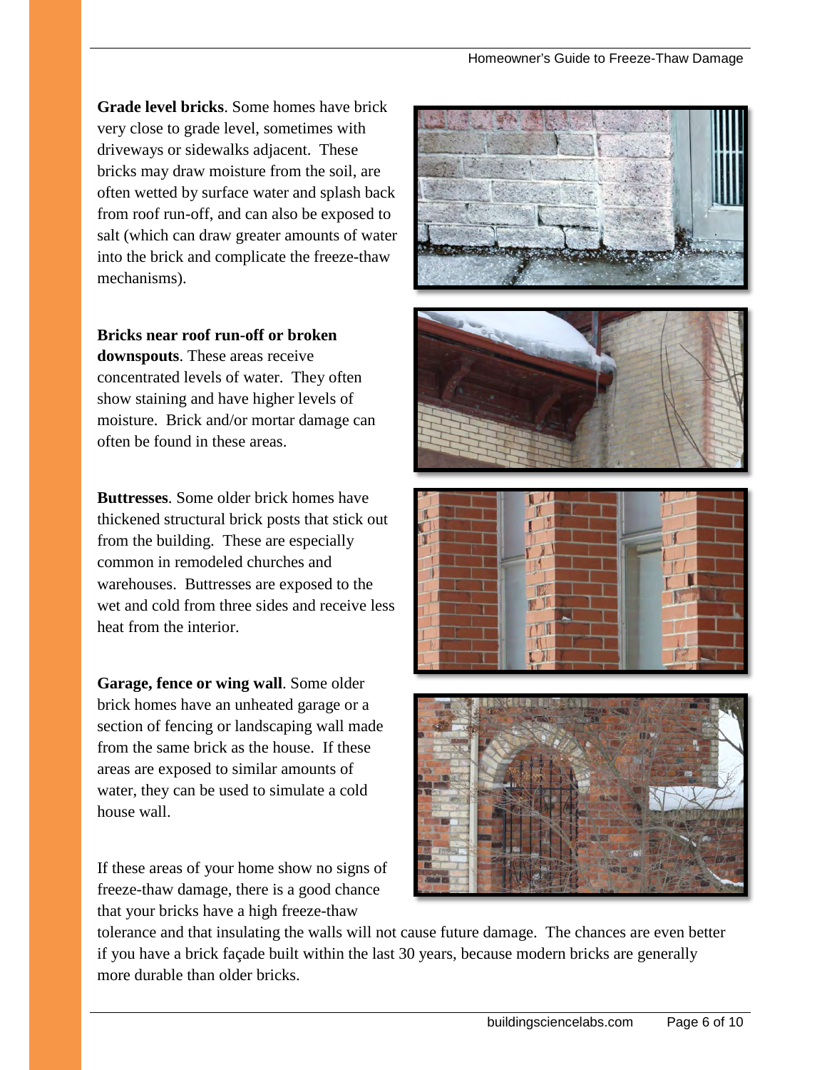**Grade level bricks**. Some homes have brick very close to grade level, sometimes with driveways or sidewalks adjacent. These bricks may draw moisture from the soil, are often wetted by surface water and splash back from roof run-off, and can also be exposed to salt (which can draw greater amounts of water into the brick and complicate the freeze-thaw mechanisms).

**Bricks near roof run-off or broken downspouts**. These areas receive concentrated levels of water. They often show staining and have higher levels of moisture. Brick and/or mortar damage can often be found in these areas.

**Buttresses**. Some older brick homes have thickened structural brick posts that stick out from the building. These are especially common in remodeled churches and warehouses. Buttresses are exposed to the wet and cold from three sides and receive less heat from the interior.

**Garage, fence or wing wall**. Some older brick homes have an unheated garage or a section of fencing or landscaping wall made from the same brick as the house. If these areas are exposed to similar amounts of water, they can be used to simulate a cold house wall.

If these areas of your home show no signs of freeze-thaw damage, there is a good chance that your bricks have a high freeze-thaw tolerance and that insulating the walls will not cause future damage. The chances are even better if you have a brick façade built within the last 30 years, because modern bricks are generally more durable than older bricks.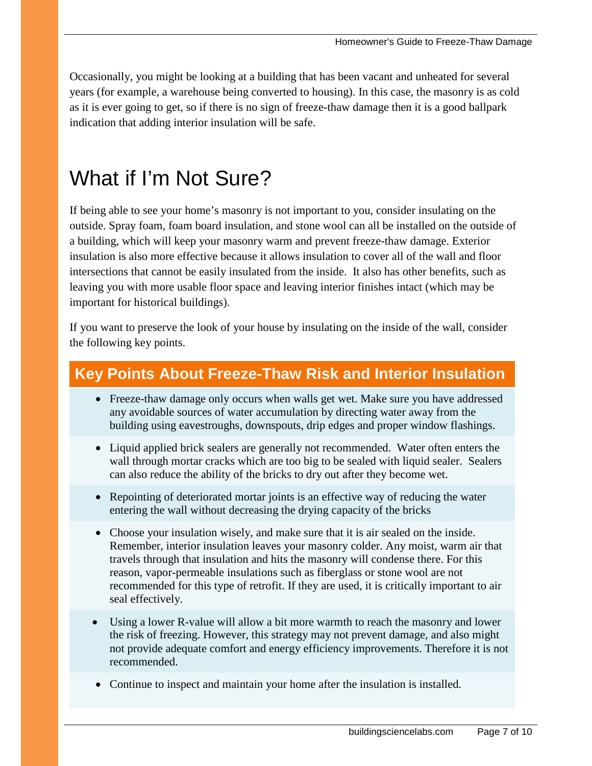Occasionally, you might be looking at a building that has been vacant and unheated for several years (for example, a warehouse being converted to housing). In this case, the masonry is as cold as it is ever going to get, so if there is no sign of freeze-thaw damage then it is a good ballpark indication that adding interior insulation will be safe.

# What if I'm Not Sure?

If being able to see your home's masonry is not important to you, consider insulating on the outside. Spray foam, foam board insulation, and stone wool can all be installed on the outside of a building, which will keep your masonry warm and prevent freeze-thaw damage. Exterior insulation is also more effective because it allows insulation to cover all of the wall and floor intersections that cannot be easily insulated from the inside. It also has other benefits, such as leaving you with more usable floor space and leaving interior finishes intact (which may be important for historical buildings).

If you want to preserve the look of your house by insulating on the inside of the wall, consider the following key points.

## Key Points About Freeze-Thaw Risk and Interior Insulation

- Freeze-thaw damage only occurs when walls get wet. Make sure you have addressed any avoidable sources of water accumulation by directing water away from the building using eavestroughs, downspouts, drip edges and proper window flashings.
- Liquid applied brick sealers are generally not recommended. Water often enters the wall through mortar cracks which are too big to be sealed with liquid sealer. Sealers can also reduce the ability of the bricks to dry out after they become wet.
- Repointing of deteriorated mortar joints is an effective way of reducing the water entering the wall without decreasing the drying capacity of the bricks
- Choose your insulation wisely, and make sure that it is air sealed on the inside. Remember, interior insulation leaves your masonry colder. Any moist, warm air that travels through that insulation and hits the masonry will condense there. For this reason, vapor-permeable insulations such as fiberglass or stone wool are not recommended for this type of retrofit. If they are used, it is critically important to air seal effectively.
- Using a lower R-value will allow a bit more warmth to reach the masonry and lower the risk of freezing. However, this strategy may not prevent damage, and also might not provide adequate comfort and energy efficiency improvements. Therefore it is not recommended.
- Continue to inspect and maintain your home after the insulation is installed.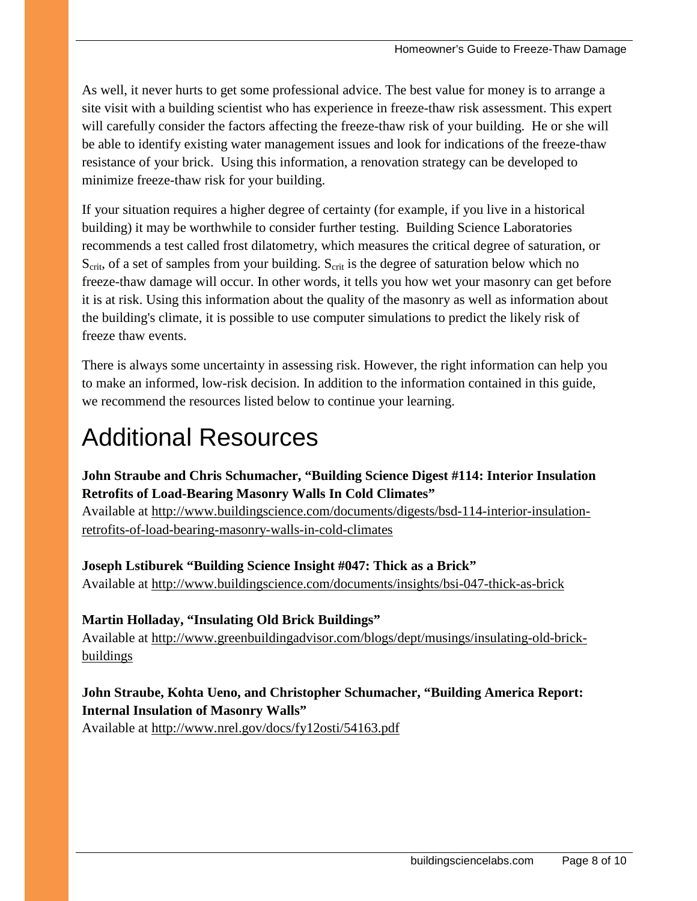As well, it never hurts to get some professional advice. The best value for money is to arrange a site visit with a building scientist who has experience in freeze-thaw risk assessment. This expert will carefully consider the factors affecting the freeze-thaw risk of your building. He or she will be able to identify existing water management issues and look for indications of the freeze-thaw resistance of your brick. Using this information, a renovation strategy can be developed to minimize freeze-thaw risk for your building.

If your situation requires a higher degree of certainty (for example, if you live in a historical building) it may be worthwhile to consider further testing. Building Science Laboratories recommends a test called frost dilatometry, which measures the critical degree of saturation, or $S_{crit}$, of a set of samples from your building. $S_{crit}$ is the degree of saturation below which no freeze-thaw damage will occur. In other words, it tells you how wet your masonry can get before it is at risk. Using this information about the quality of the masonry as well as information about the building's climate, it is possible to use computer simulations to predict the likely risk of freeze thaw events.

There is always some uncertainty in assessing risk. However, the right information can help you to make an informed, low-risk decision. In addition to the information contained in this guide, we recommend the resources listed below to continue your learning.

# Additional Resources

**John Straube and Chris Schumacher, "Building Science Digest #114: Interior Insulation Retrofits of Load-Bearing Masonry Walls In Cold Climates"**
Available at http://www.buildingscience.com/documents/digests/bsd-114-interior-insulation-retrofits-of-load-bearing-masonry-walls-in-cold-climates

**Joseph Lstiburek "Building Science Insight #047: Thick as a Brick"**
Available at http://www.buildingscience.com/documents/insights/bsi-047-thick-as-brick

**Martin Holladay, "Insulating Old Brick Buildings"**
Available at http://www.greenbuildingadvisor.com/blogs/dept/musings/insulating-old-brick-buildings

**John Straube, Kohta Ueno, and Christopher Schumacher, "Building America Report: Internal Insulation of Masonry Walls"**
Available at http://www.nrel.gov/docs/fy12osti/54163.pdf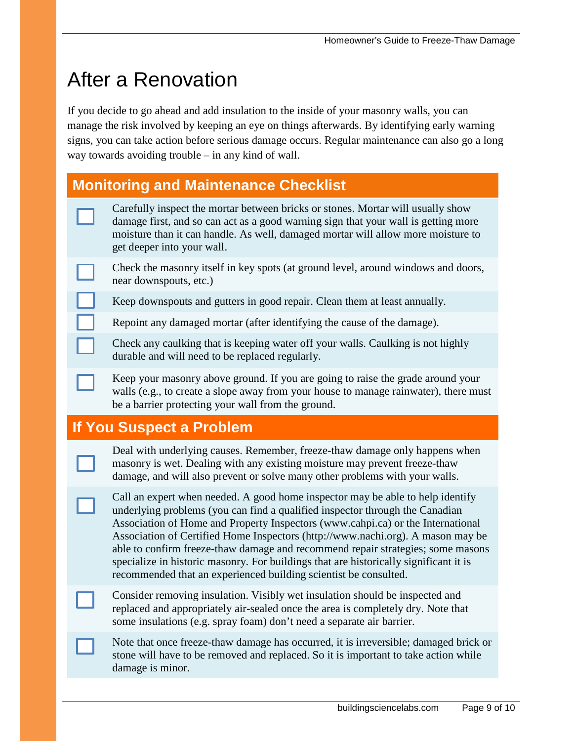# After a Renovation

If you decide to go ahead and add insulation to the inside of your masonry walls, you can manage the risk involved by keeping an eye on things afterwards. By identifying early warning signs, you can take action before serious damage occurs. Regular maintenance can also go a long way towards avoiding trouble – in any kind of wall.

## Monitoring and Maintenance Checklist

- [ ] Carefully inspect the mortar between bricks or stones. Mortar will usually show damage first, and so can act as a good warning sign that your wall is getting more moisture than it can handle. As well, damaged mortar will allow more moisture to get deeper into your wall.
- [ ] Check the masonry itself in key spots (at ground level, around windows and doors, near downspouts, etc.)
- [ ] Keep downspouts and gutters in good repair. Clean them at least annually.
- [ ] Repoint any damaged mortar (after identifying the cause of the damage).
- [ ] Check any caulking that is keeping water off your walls. Caulking is not highly durable and will need to be replaced regularly.
- [ ] Keep your masonry above ground. If you are going to raise the grade around your walls (e.g., to create a slope away from your house to manage rainwater), there must be a barrier protecting your wall from the ground.

## If You Suspect a Problem

- [ ] Deal with underlying causes. Remember, freeze-thaw damage only happens when masonry is wet. Dealing with any existing moisture may prevent freeze-thaw damage, and will also prevent or solve many other problems with your walls.
- [ ] Call an expert when needed. A good home inspector may be able to help identify underlying problems (you can find a qualified inspector through the Canadian Association of Home and Property Inspectors (www.cahpi.ca) or the International Association of Certified Home Inspectors (http://www.nachi.org). A mason may be able to confirm freeze-thaw damage and recommend repair strategies; some masons specialize in historic masonry. For buildings that are historically significant it is recommended that an experienced building scientist be consulted.
- [ ] Consider removing insulation. Visibly wet insulation should be inspected and replaced and appropriately air-sealed once the area is completely dry. Note that some insulations (e.g. spray foam) don't need a separate air barrier.
- [ ] Note that once freeze-thaw damage has occurred, it is irreversible; damaged brick or stone will have to be removed and replaced. So it is important to take action while damage is minor.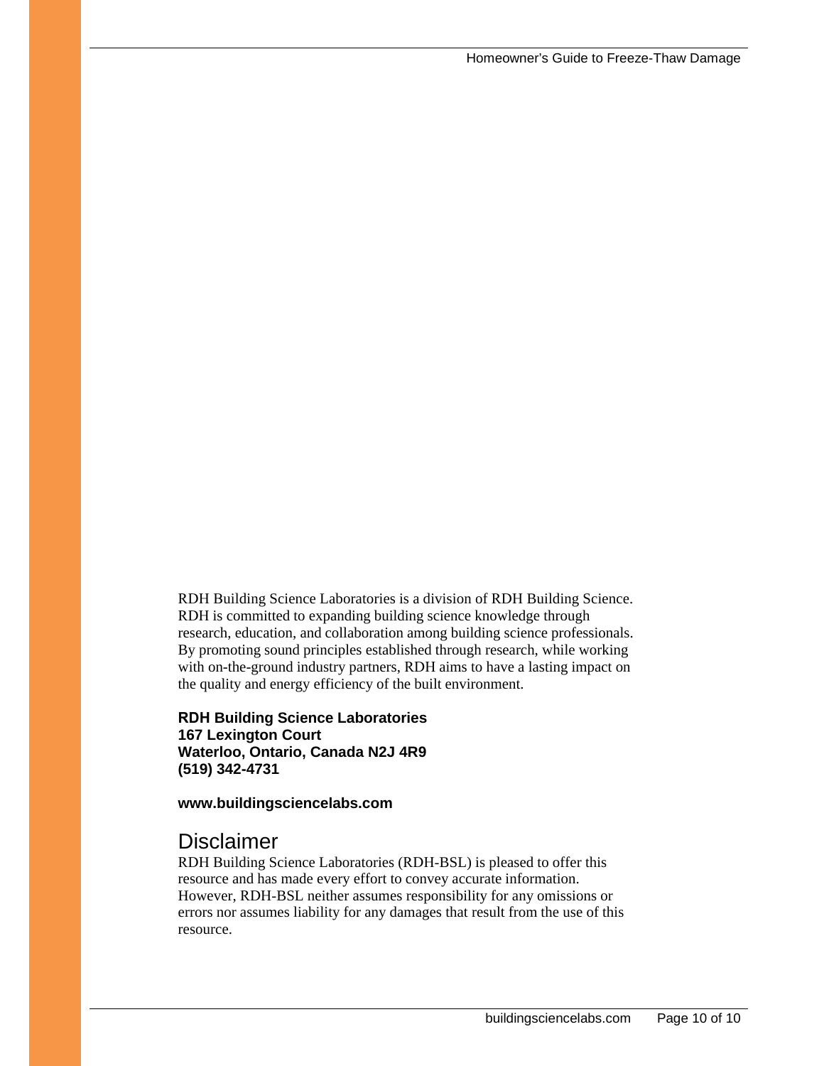RDH Building Science Laboratories is a division of RDH Building Science. RDH is committed to expanding building science knowledge through research, education, and collaboration among building science professionals. By promoting sound principles established through research, while working with on-the-ground industry partners, RDH aims to have a lasting impact on the quality and energy efficiency of the built environment.

**RDH Building Science Laboratories**
**167 Lexington Court**
**Waterloo, Ontario, Canada N2J 4R9**
**(519) 342-4731**

**www.buildingsciencelabs.com**

## Disclaimer

RDH Building Science Laboratories (RDH-BSL) is pleased to offer this resource and has made every effort to convey accurate information. However, RDH-BSL neither assumes responsibility for any omissions or errors nor assumes liability for any damages that result from the use of this resource.